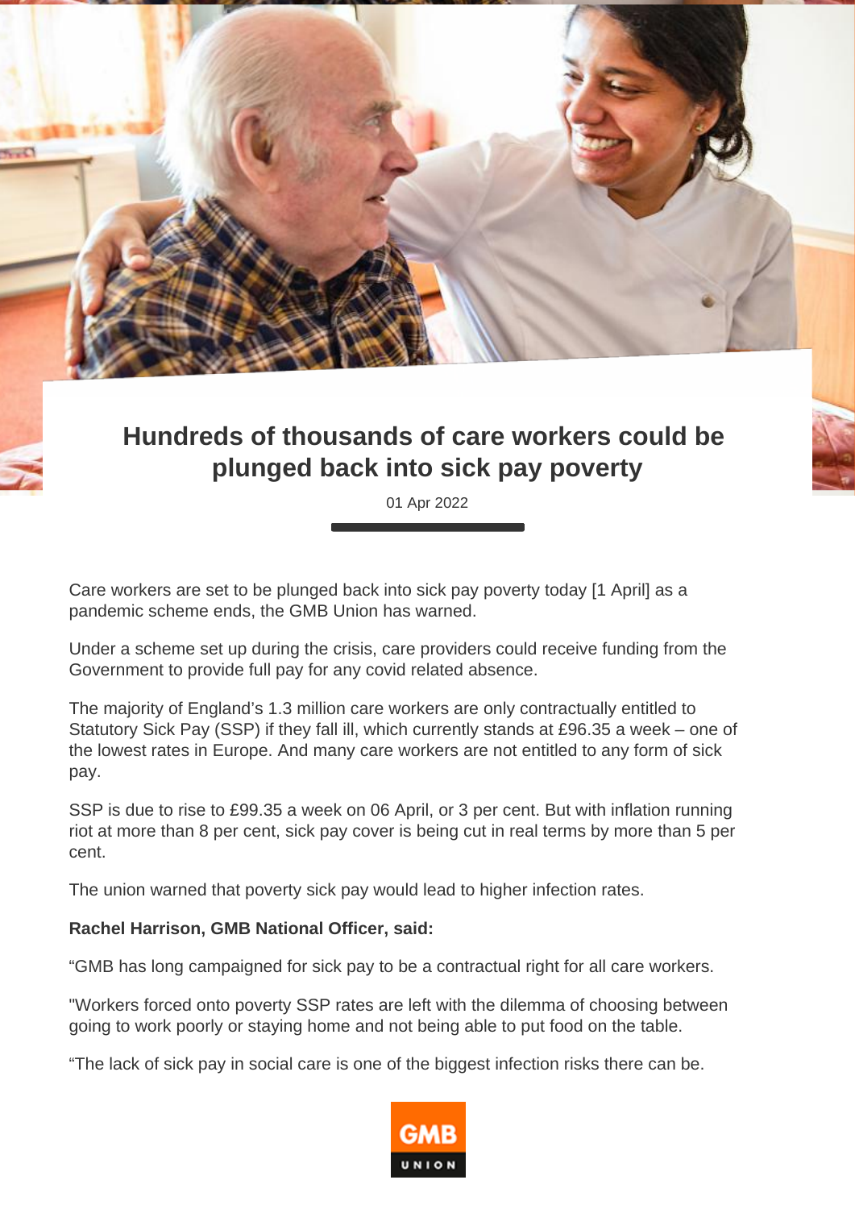# Hundreds of thousands of care workers could be plunged back into sick pay poverty

01 Apr 2022

Care workers are set to be plunged back into sick pay poverty today [1 April] as a pandemic scheme ends, the GMB Union has warned.

Under a scheme set up during the crisis, care providers could receive funding from the Government to provide full pay for any covid related absence.

The majority of England's 1.3 million care workers are only contractually entitled to Statutory Sick Pay (SSP) if they fall ill, which currently stands at £96.35 a week – one of the lowest rates in Europe. And many care workers are not entitled to any form of sick pay.

SSP is due to rise to £99.35 a week on 06 April, or 3 per cent. But with inflation running riot at more than 8 per cent, sick pay cover is being cut in real terms by more than 5 per cent.

The union warned that poverty sick pay would lead to higher infection rates.

**Rachel Harrison, GMB National Officer, said:**

"GMB has long campaigned for sick pay to be a contractual right for all care workers.

"Workers forced onto poverty SSP rates are left with the dilemma of choosing between going to work poorly or staying home and not being able to put food on the table.

"The lack of sick pay in social care is one of the biggest infection risks there can be.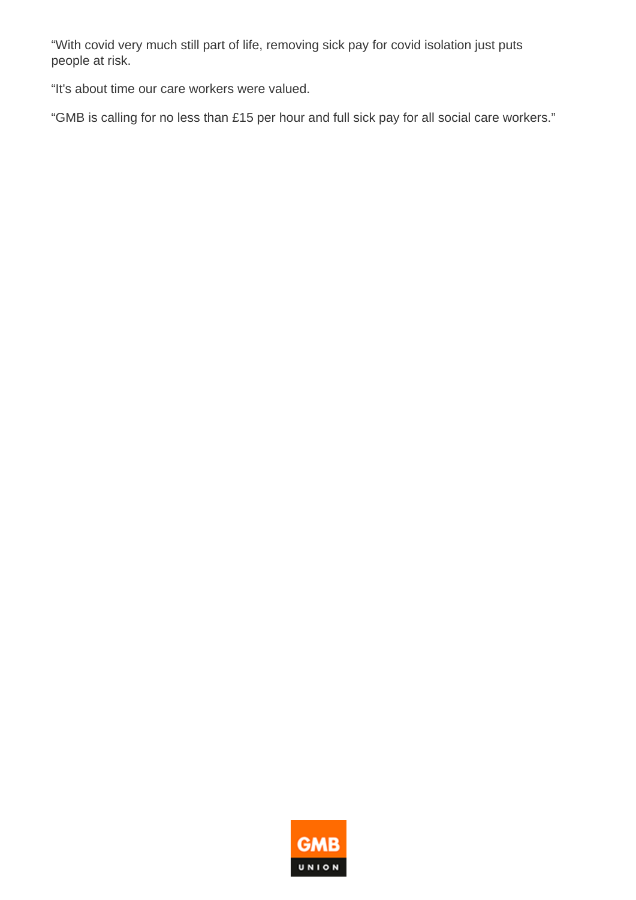“With covid very much still part of life, removing sick pay for covid isolation just puts people at risk.

“It's about time our care workers were valued.

“GMB is calling for no less than £15 per hour and full sick pay for all social care workers.”